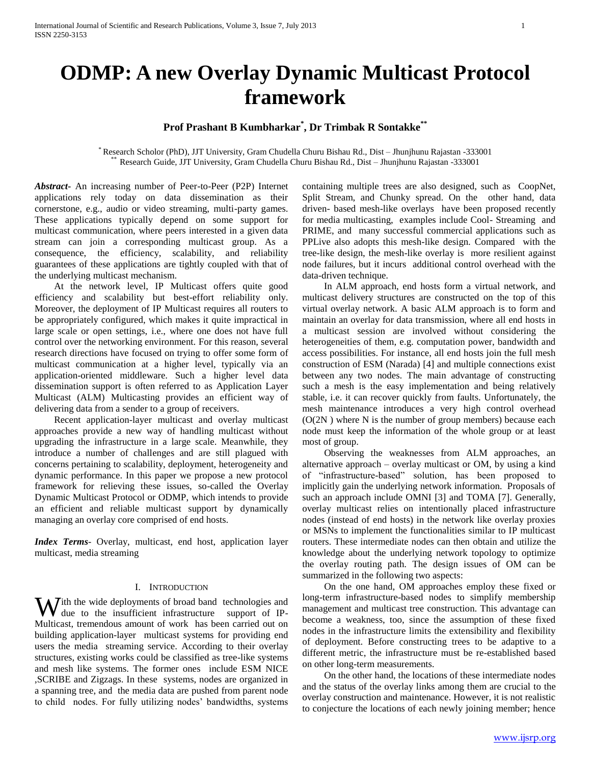# ODMP: A new Overlay Dynamic Multicast Protocol framework

**Prof Prashant B Kumbharkar[*], Dr Trimbak R Sontakke[**]**

[*] Research Scholor (PhD), JJT University, Gram Chudella Churu Bishau Rd., Dist – Jhunjhunu Rajastan -333001
[**] Research Guide, JJT University, Gram Chudella Churu Bishau Rd., Dist – Jhunjhunu Rajastan -333001

***Abstract-*** An increasing number of Peer-to-Peer (P2P) Internet applications rely today on data dissemination as their cornerstone, e.g., audio or video streaming, multi-party games. These applications typically depend on some support for multicast communication, where peers interested in a given data stream can join a corresponding multicast group. As a consequence, the efficiency, scalability, and reliability guarantees of these applications are tightly coupled with that of the underlying multicast mechanism.

At the network level, IP Multicast offers quite good efficiency and scalability but best-effort reliability only. Moreover, the deployment of IP Multicast requires all routers to be appropriately configured, which makes it quite impractical in large scale or open settings, i.e., where one does not have full control over the networking environment. For this reason, several research directions have focused on trying to offer some form of multicast communication at a higher level, typically via an application-oriented middleware. Such a higher level data dissemination support is often referred to as Application Layer Multicast (ALM) Multicasting provides an efficient way of delivering data from a sender to a group of receivers.

Recent application-layer multicast and overlay multicast approaches provide a new way of handling multicast without upgrading the infrastructure in a large scale. Meanwhile, they introduce a number of challenges and are still plagued with concerns pertaining to scalability, deployment, heterogeneity and dynamic performance. In this paper we propose a new protocol framework for relieving these issues, so-called the Overlay Dynamic Multicast Protocol or ODMP, which intends to provide an efficient and reliable multicast support by dynamically managing an overlay core comprised of end hosts.

***Index Terms-*** Overlay, multicast, end host, application layer multicast, media streaming

## I. Introduction

With the wide deployments of broad band technologies and due to the insufficient infrastructure support of IP-Multicast, tremendous amount of work has been carried out on building application-layer multicast systems for providing end users the media streaming service. According to their overlay structures, existing works could be classified as tree-like systems and mesh like systems. The former ones include ESM NICE ,SCRIBE and Zigzags. In these systems, nodes are organized in a spanning tree, and the media data are pushed from parent node to child nodes. For fully utilizing nodes' bandwidths, systems containing multiple trees are also designed, such as CoopNet, Split Stream, and Chunky spread. On the other hand, data driven- based mesh-like overlays have been proposed recently for media multicasting, examples include Cool- Streaming and PRIME, and many successful commercial applications such as PPLive also adopts this mesh-like design. Compared with the tree-like design, the mesh-like overlay is more resilient against node failures, but it incurs additional control overhead with the data-driven technique.

In ALM approach, end hosts form a virtual network, and multicast delivery structures are constructed on the top of this virtual overlay network. A basic ALM approach is to form and maintain an overlay for data transmission, where all end hosts in a multicast session are involved without considering the heterogeneities of them, e.g. computation power, bandwidth and access possibilities. For instance, all end hosts join the full mesh construction of ESM (Narada) [4] and multiple connections exist between any two nodes. The main advantage of constructing such a mesh is the easy implementation and being relatively stable, i.e. it can recover quickly from faults. Unfortunately, the mesh maintenance introduces a very high control overhead (O(2N ) where N is the number of group members) because each node must keep the information of the whole group or at least most of group.

Observing the weaknesses from ALM approaches, an alternative approach – overlay multicast or OM, by using a kind of "infrastructure-based" solution, has been proposed to implicitly gain the underlying network information. Proposals of such an approach include OMNI [3] and TOMA [7]. Generally, overlay multicast relies on intentionally placed infrastructure nodes (instead of end hosts) in the network like overlay proxies or MSNs to implement the functionalities similar to IP multicast routers. These intermediate nodes can then obtain and utilize the knowledge about the underlying network topology to optimize the overlay routing path. The design issues of OM can be summarized in the following two aspects:

On the one hand, OM approaches employ these fixed or long-term infrastructure-based nodes to simplify membership management and multicast tree construction. This advantage can become a weakness, too, since the assumption of these fixed nodes in the infrastructure limits the extensibility and flexibility of deployment. Before constructing trees to be adaptive to a different metric, the infrastructure must be re-established based on other long-term measurements.

On the other hand, the locations of these intermediate nodes and the status of the overlay links among them are crucial to the overlay construction and maintenance. However, it is not realistic to conjecture the locations of each newly joining member; hence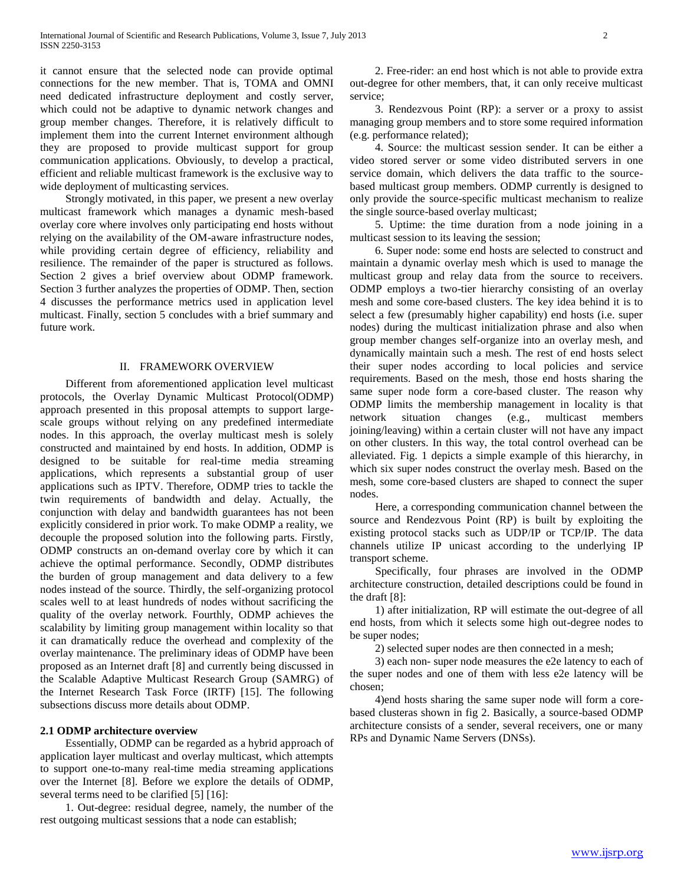it cannot ensure that the selected node can provide optimal connections for the new member. That is, TOMA and OMNI need dedicated infrastructure deployment and costly server, which could not be adaptive to dynamic network changes and group member changes. Therefore, it is relatively difficult to implement them into the current Internet environment although they are proposed to provide multicast support for group communication applications. Obviously, to develop a practical, efficient and reliable multicast framework is the exclusive way to wide deployment of multicasting services.

Strongly motivated, in this paper, we present a new overlay multicast framework which manages a dynamic mesh-based overlay core where involves only participating end hosts without relying on the availability of the OM-aware infrastructure nodes, while providing certain degree of efficiency, reliability and resilience. The remainder of the paper is structured as follows. Section 2 gives a brief overview about ODMP framework. Section 3 further analyzes the properties of ODMP. Then, section 4 discusses the performance metrics used in application level multicast. Finally, section 5 concludes with a brief summary and future work.

## II. FRAMEWORK OVERVIEW

Different from aforementioned application level multicast protocols, the Overlay Dynamic Multicast Protocol(ODMP) approach presented in this proposal attempts to support large-scale groups without relying on any predefined intermediate nodes. In this approach, the overlay multicast mesh is solely constructed and maintained by end hosts. In addition, ODMP is designed to be suitable for real-time media streaming applications, which represents a substantial group of user applications such as IPTV. Therefore, ODMP tries to tackle the twin requirements of bandwidth and delay. Actually, the conjunction with delay and bandwidth guarantees has not been explicitly considered in prior work. To make ODMP a reality, we decouple the proposed solution into the following parts. Firstly, ODMP constructs an on-demand overlay core by which it can achieve the optimal performance. Secondly, ODMP distributes the burden of group management and data delivery to a few nodes instead of the source. Thirdly, the self-organizing protocol scales well to at least hundreds of nodes without sacrificing the quality of the overlay network. Fourthly, ODMP achieves the scalability by limiting group management within locality so that it can dramatically reduce the overhead and complexity of the overlay maintenance. The preliminary ideas of ODMP have been proposed as an Internet draft [8] and currently being discussed in the Scalable Adaptive Multicast Research Group (SAMRG) of the Internet Research Task Force (IRTF) [15]. The following subsections discuss more details about ODMP.

### 2.1 ODMP architecture overview

Essentially, ODMP can be regarded as a hybrid approach of application layer multicast and overlay multicast, which attempts to support one-to-many real-time media streaming applications over the Internet [8]. Before we explore the details of ODMP, several terms need to be clarified [5] [16]:

1. Out-degree: residual degree, namely, the number of the rest outgoing multicast sessions that a node can establish;

2. Free-rider: an end host which is not able to provide extra out-degree for other members, that, it can only receive multicast service;

3. Rendezvous Point (RP): a server or a proxy to assist managing group members and to store some required information (e.g. performance related);

4. Source: the multicast session sender. It can be either a video stored server or some video distributed servers in one service domain, which delivers the data traffic to the source-based multicast group members. ODMP currently is designed to only provide the source-specific multicast mechanism to realize the single source-based overlay multicast;

5. Uptime: the time duration from a node joining in a multicast session to its leaving the session;

6. Super node: some end hosts are selected to construct and maintain a dynamic overlay mesh which is used to manage the multicast group and relay data from the source to receivers. ODMP employs a two-tier hierarchy consisting of an overlay mesh and some core-based clusters. The key idea behind it is to select a few (presumably higher capability) end hosts (i.e. super nodes) during the multicast initialization phrase and also when group member changes self-organize into an overlay mesh, and dynamically maintain such a mesh. The rest of end hosts select their super nodes according to local policies and service requirements. Based on the mesh, those end hosts sharing the same super node form a core-based cluster. The reason why ODMP limits the membership management in locality is that network situation changes (e.g., multicast members joining/leaving) within a certain cluster will not have any impact on other clusters. In this way, the total control overhead can be alleviated. Fig. 1 depicts a simple example of this hierarchy, in which six super nodes construct the overlay mesh. Based on the mesh, some core-based clusters are shaped to connect the super nodes.

Here, a corresponding communication channel between the source and Rendezvous Point (RP) is built by exploiting the existing protocol stacks such as UDP/IP or TCP/IP. The data channels utilize IP unicast according to the underlying IP transport scheme.

Specifically, four phrases are involved in the ODMP architecture construction, detailed descriptions could be found in the draft [8]:

1) after initialization, RP will estimate the out-degree of all end hosts, from which it selects some high out-degree nodes to be super nodes;

2) selected super nodes are then connected in a mesh;

3) each non- super node measures the e2e latency to each of the super nodes and one of them with less e2e latency will be chosen;

4)end hosts sharing the same super node will form a core-based clusteras shown in fig 2. Basically, a source-based ODMP architecture consists of a sender, several receivers, one or many RPs and Dynamic Name Servers (DNSs).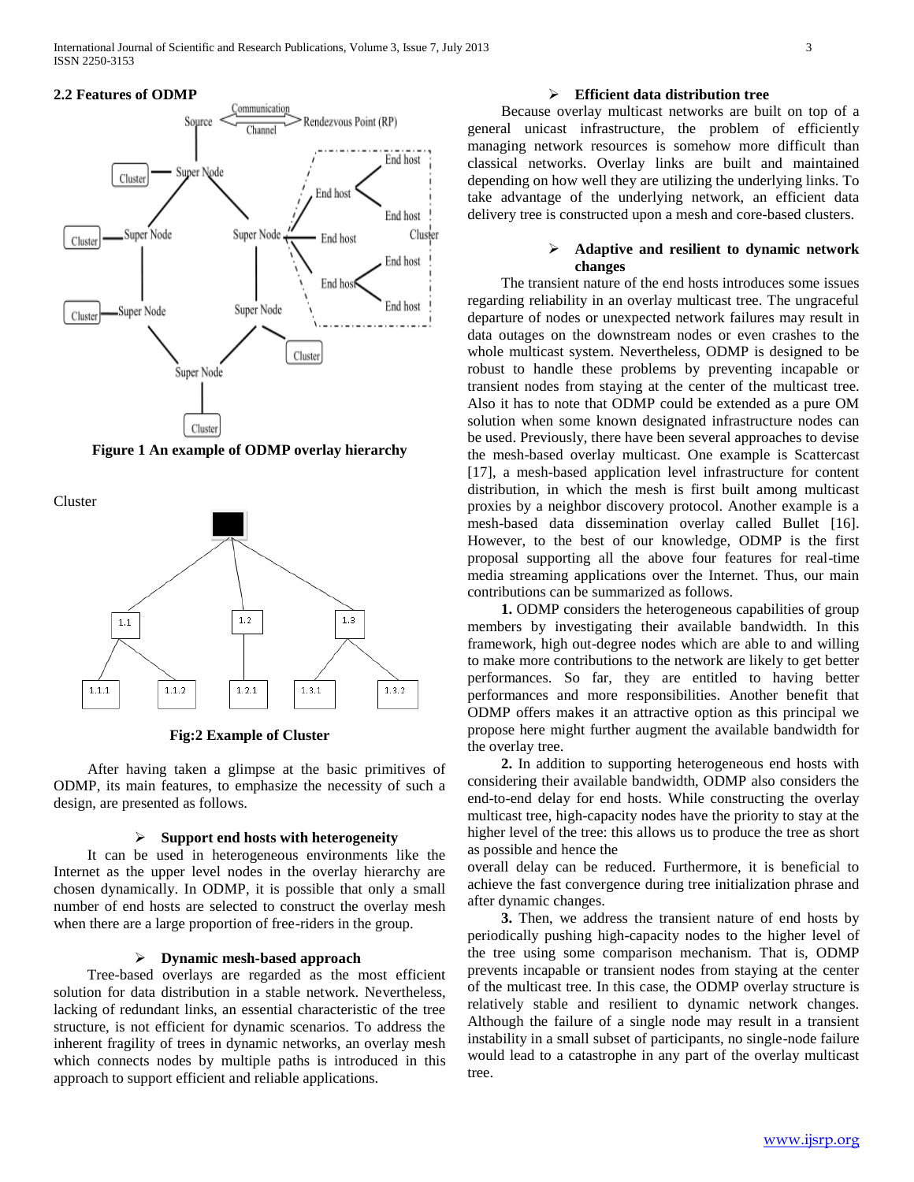### 2.2 Features of ODMP

**Figure 1 An example of ODMP overlay hierarchy**

Cluster

**Fig:2 Example of Cluster**

After having taken a glimpse at the basic primitives of ODMP, its main features, to emphasize the necessity of such a design, are presented as follows.

- **Support end hosts with heterogeneity**

It can be used in heterogeneous environments like the Internet as the upper level nodes in the overlay hierarchy are chosen dynamically. In ODMP, it is possible that only a small number of end hosts are selected to construct the overlay mesh when there are a large proportion of free-riders in the group.

- **Dynamic mesh-based approach**

Tree-based overlays are regarded as the most efficient solution for data distribution in a stable network. Nevertheless, lacking of redundant links, an essential characteristic of the tree structure, is not efficient for dynamic scenarios. To address the inherent fragility of trees in dynamic networks, an overlay mesh which connects nodes by multiple paths is introduced in this approach to support efficient and reliable applications.

- **Efficient data distribution tree**

Because overlay multicast networks are built on top of a general unicast infrastructure, the problem of efficiently managing network resources is somehow more difficult than classical networks. Overlay links are built and maintained depending on how well they are utilizing the underlying links. To take advantage of the underlying network, an efficient data delivery tree is constructed upon a mesh and core-based clusters.

- **Adaptive and resilient to dynamic network changes**

The transient nature of the end hosts introduces some issues regarding reliability in an overlay multicast tree. The ungraceful departure of nodes or unexpected network failures may result in data outages on the downstream nodes or even crashes to the whole multicast system. Nevertheless, ODMP is designed to be robust to handle these problems by preventing incapable or transient nodes from staying at the center of the multicast tree. Also it has to note that ODMP could be extended as a pure OM solution when some known designated infrastructure nodes can be used. Previously, there have been several approaches to devise the mesh-based overlay multicast. One example is Scattercast [17], a mesh-based application level infrastructure for content distribution, in which the mesh is first built among multicast proxies by a neighbor discovery protocol. Another example is a mesh-based data dissemination overlay called Bullet [16]. However, to the best of our knowledge, ODMP is the first proposal supporting all the above four features for real-time media streaming applications over the Internet. Thus, our main contributions can be summarized as follows.

**1.** ODMP considers the heterogeneous capabilities of group members by investigating their available bandwidth. In this framework, high out-degree nodes which are able to and willing to make more contributions to the network are likely to get better performances. So far, they are entitled to having better performances and more responsibilities. Another benefit that ODMP offers makes it an attractive option as this principal we propose here might further augment the available bandwidth for the overlay tree.

**2.** In addition to supporting heterogeneous end hosts with considering their available bandwidth, ODMP also considers the end-to-end delay for end hosts. While constructing the overlay multicast tree, high-capacity nodes have the priority to stay at the higher level of the tree: this allows us to produce the tree as short as possible and hence the overall delay can be reduced. Furthermore, it is beneficial to achieve the fast convergence during tree initialization phrase and after dynamic changes.

**3.** Then, we address the transient nature of end hosts by periodically pushing high-capacity nodes to the higher level of the tree using some comparison mechanism. That is, ODMP prevents incapable or transient nodes from staying at the center of the multicast tree. In this case, the ODMP overlay structure is relatively stable and resilient to dynamic network changes. Although the failure of a single node may result in a transient instability in a small subset of participants, no single-node failure would lead to a catastrophe in any part of the overlay multicast tree.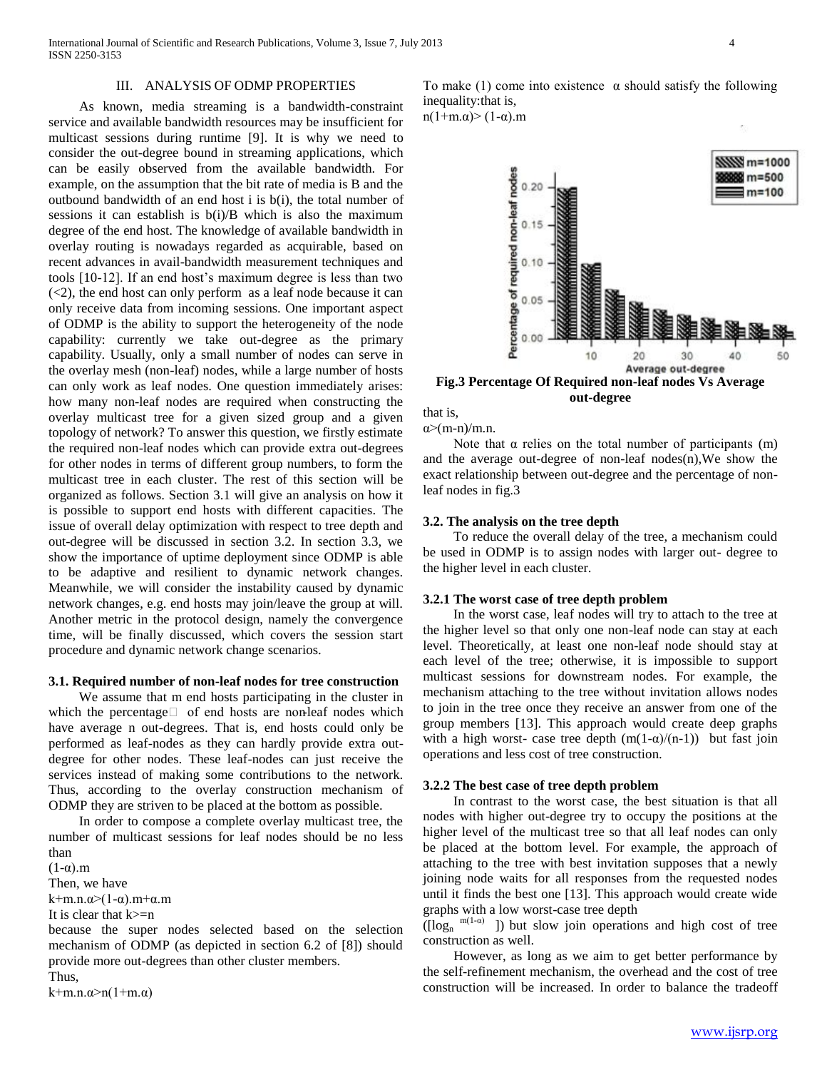## III. ANALYSIS OF ODMP PROPERTIES

As known, media streaming is a bandwidth-constraint service and available bandwidth resources may be insufficient for multicast sessions during runtime [9]. It is why we need to consider the out-degree bound in streaming applications, which can be easily observed from the available bandwidth. For example, on the assumption that the bit rate of media is B and the outbound bandwidth of an end host i is b(i), the total number of sessions it can establish is b(i)/B which is also the maximum degree of the end host. The knowledge of available bandwidth in overlay routing is nowadays regarded as acquirable, based on recent advances in avail-bandwidth measurement techniques and tools [10-12]. If an end host's maximum degree is less than two (<2), the end host can only perform as a leaf node because it can only receive data from incoming sessions. One important aspect of ODMP is the ability to support the heterogeneity of the node capability: currently we take out-degree as the primary capability. Usually, only a small number of nodes can serve in the overlay mesh (non-leaf) nodes, while a large number of hosts can only work as leaf nodes. One question immediately arises: how many non-leaf nodes are required when constructing the overlay multicast tree for a given sized group and a given topology of network? To answer this question, we firstly estimate the required non-leaf nodes which can provide extra out-degrees for other nodes in terms of different group numbers, to form the multicast tree in each cluster. The rest of this section will be organized as follows. Section 3.1 will give an analysis on how it is possible to support end hosts with different capacities. The issue of overall delay optimization with respect to tree depth and out-degree will be discussed in section 3.2. In section 3.3, we show the importance of uptime deployment since ODMP is able to be adaptive and resilient to dynamic network changes. Meanwhile, we will consider the instability caused by dynamic network changes, e.g. end hosts may join/leave the group at will. Another metric in the protocol design, namely the convergence time, will be finally discussed, which covers the session start procedure and dynamic network change scenarios.

### 3.1. Required number of non-leaf nodes for tree construction

We assume that m end hosts participating in the cluster in which the percentage of end hosts are non-leaf nodes which have average n out-degrees. That is, end hosts could only be performed as leaf-nodes as they can hardly provide extra out-degree for other nodes. These leaf-nodes can just receive the services instead of making some contributions to the network. Thus, according to the overlay construction mechanism of ODMP they are striven to be placed at the bottom as possible.

In order to compose a complete overlay multicast tree, the number of multicast sessions for leaf nodes should be no less than

$(1-\alpha).m$

Then, we have

$k+m.n.\alpha>(1-\alpha).m+\alpha.m$

It is clear that $k>=n$

because the super nodes selected based on the selection mechanism of ODMP (as depicted in section 6.2 of [8]) should provide more out-degrees than other cluster members.

Thus,

$k+m.n.\alpha>n(1+m.\alpha)$

To make (1) come into existence $\alpha$ should satisfy the following inequality:that is,

$n(1+m.\alpha)>(1-\alpha).m$

**Fig.3 Percentage Of Required non-leaf nodes Vs Average out-degree**

that is,

$\alpha>(m-n)/m.n.$

Note that $\alpha$ relies on the total number of participants (m) and the average out-degree of non-leaf nodes(n),We show the exact relationship between out-degree and the percentage of non-leaf nodes in fig.3

### 3.2. The analysis on the tree depth

To reduce the overall delay of the tree, a mechanism could be used in ODMP is to assign nodes with larger out- degree to the higher level in each cluster.

#### 3.2.1 The worst case of tree depth problem

In the worst case, leaf nodes will try to attach to the tree at the higher level so that only one non-leaf node can stay at each level. Theoretically, at least one non-leaf node should stay at each level of the tree; otherwise, it is impossible to support multicast sessions for downstream nodes. For example, the mechanism attaching to the tree without invitation allows nodes to join in the tree once they receive an answer from one of the group members [13]. This approach would create deep graphs with a high worst- case tree depth $(m(1-\alpha)/(n-1))$ but fast join operations and less cost of tree construction.

#### 3.2.2 The best case of tree depth problem

In contrast to the worst case, the best situation is that all nodes with higher out-degree try to occupy the positions at the higher level of the multicast tree so that all leaf nodes can only be placed at the bottom level. For example, the approach of attaching to the tree with best invitation supposes that a newly joining node waits for all responses from the requested nodes until it finds the best one [13]. This approach would create wide graphs with a low worst-case tree depth

$([\log_n m(1-\alpha)])$ but slow join operations and high cost of tree construction as well.

However, as long as we aim to get better performance by the self-refinement mechanism, the overhead and the cost of tree construction will be increased. In order to balance the tradeoff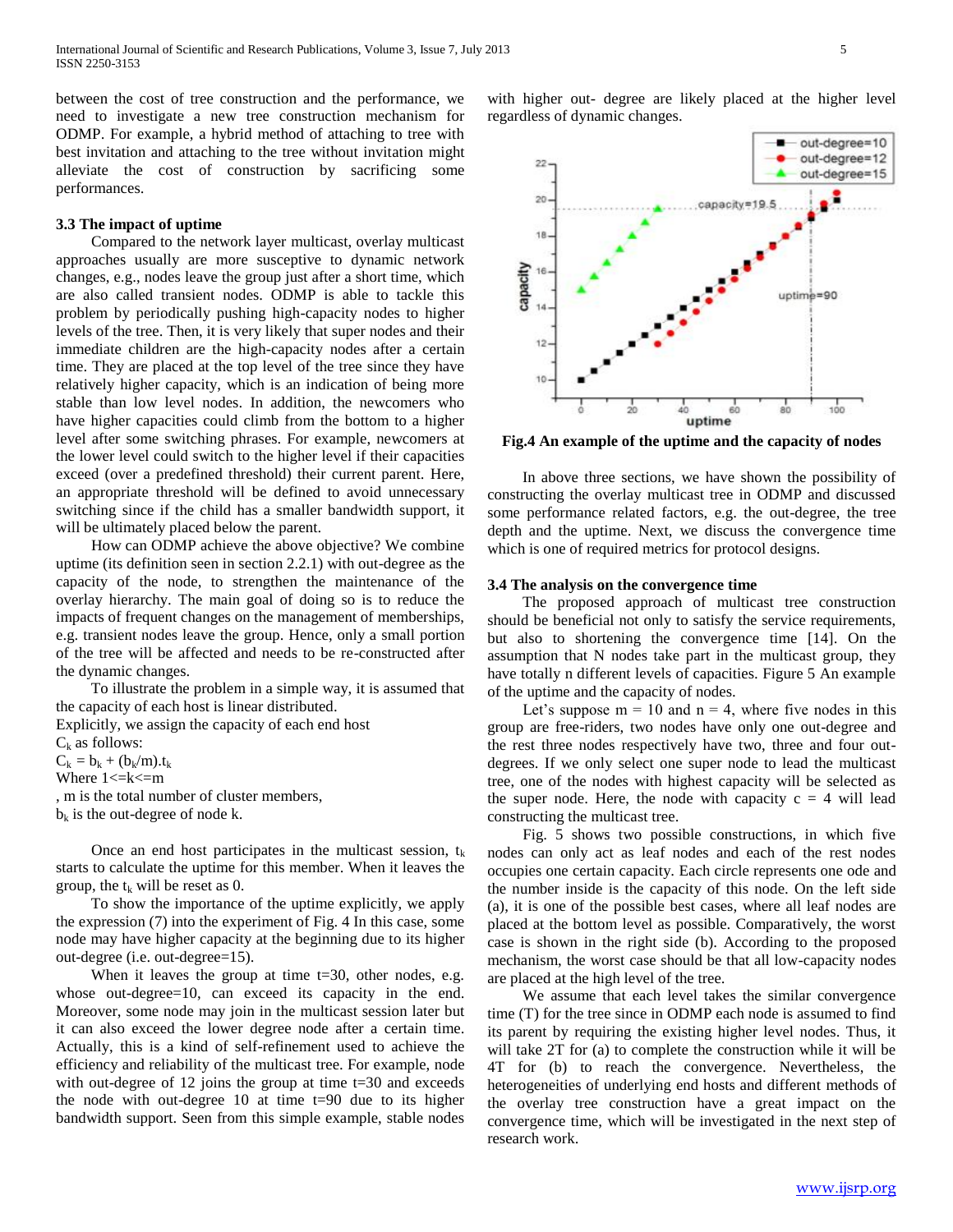between the cost of tree construction and the performance, we need to investigate a new tree construction mechanism for ODMP. For example, a hybrid method of attaching to tree with best invitation and attaching to the tree without invitation might alleviate the cost of construction by sacrificing some performances.

### 3.3 The impact of uptime

Compared to the network layer multicast, overlay multicast approaches usually are more susceptive to dynamic network changes, e.g., nodes leave the group just after a short time, which are also called transient nodes. ODMP is able to tackle this problem by periodically pushing high-capacity nodes to higher levels of the tree. Then, it is very likely that super nodes and their immediate children are the high-capacity nodes after a certain time. They are placed at the top level of the tree since they have relatively higher capacity, which is an indication of being more stable than low level nodes. In addition, the newcomers who have higher capacities could climb from the bottom to a higher level after some switching phrases. For example, newcomers at the lower level could switch to the higher level if their capacities exceed (over a predefined threshold) their current parent. Here, an appropriate threshold will be defined to avoid unnecessary switching since if the child has a smaller bandwidth support, it will be ultimately placed below the parent.

How can ODMP achieve the above objective? We combine uptime (its definition seen in section 2.2.1) with out-degree as the capacity of the node, to strengthen the maintenance of the overlay hierarchy. The main goal of doing so is to reduce the impacts of frequent changes on the management of memberships, e.g. transient nodes leave the group. Hence, only a small portion of the tree will be affected and needs to be re-constructed after the dynamic changes.

To illustrate the problem in a simple way, it is assumed that the capacity of each host is linear distributed.

Explicitly, we assign the capacity of each end host

$C_k$ as follows:

$C_k = b_k + (b_k/m).t_k$

Where $1<=k<=m$

, m is the total number of cluster members,

$b_k$ is the out-degree of node k.

Once an end host participates in the multicast session, $t_k$ starts to calculate the uptime for this member. When it leaves the group, the $t_k$ will be reset as 0.

To show the importance of the uptime explicitly, we apply the expression (7) into the experiment of Fig. 4 In this case, some node may have higher capacity at the beginning due to its higher out-degree (i.e. out-degree=15).

When it leaves the group at time t=30, other nodes, e.g. whose out-degree=10, can exceed its capacity in the end. Moreover, some node may join in the multicast session later but it can also exceed the lower degree node after a certain time. Actually, this is a kind of self-refinement used to achieve the efficiency and reliability of the multicast tree. For example, node with out-degree of 12 joins the group at time t=30 and exceeds the node with out-degree 10 at time t=90 due to its higher bandwidth support. Seen from this simple example, stable nodes with higher out- degree are likely placed at the higher level regardless of dynamic changes.

**Fig.4 An example of the uptime and the capacity of nodes**

In above three sections, we have shown the possibility of constructing the overlay multicast tree in ODMP and discussed some performance related factors, e.g. the out-degree, the tree depth and the uptime. Next, we discuss the convergence time which is one of required metrics for protocol designs.

### 3.4 The analysis on the convergence time

The proposed approach of multicast tree construction should be beneficial not only to satisfy the service requirements, but also to shortening the convergence time [14]. On the assumption that N nodes take part in the multicast group, they have totally n different levels of capacities. Figure 5 An example of the uptime and the capacity of nodes.

Let's suppose m = 10 and n = 4, where five nodes in this group are free-riders, two nodes have only one out-degree and the rest three nodes respectively have two, three and four out-degrees. If we only select one super node to lead the multicast tree, one of the nodes with highest capacity will be selected as the super node. Here, the node with capacity c = 4 will lead constructing the multicast tree.

Fig. 5 shows two possible constructions, in which five nodes can only act as leaf nodes and each of the rest nodes occupies one certain capacity. Each circle represents one ode and the number inside is the capacity of this node. On the left side (a), it is one of the possible best cases, where all leaf nodes are placed at the bottom level as possible. Comparatively, the worst case is shown in the right side (b). According to the proposed mechanism, the worst case should be that all low-capacity nodes are placed at the high level of the tree.

We assume that each level takes the similar convergence time (T) for the tree since in ODMP each node is assumed to find its parent by requiring the existing higher level nodes. Thus, it will take 2T for (a) to complete the construction while it will be 4T for (b) to reach the convergence. Nevertheless, the heterogeneities of underlying end hosts and different methods of the overlay tree construction have a great impact on the convergence time, which will be investigated in the next step of research work.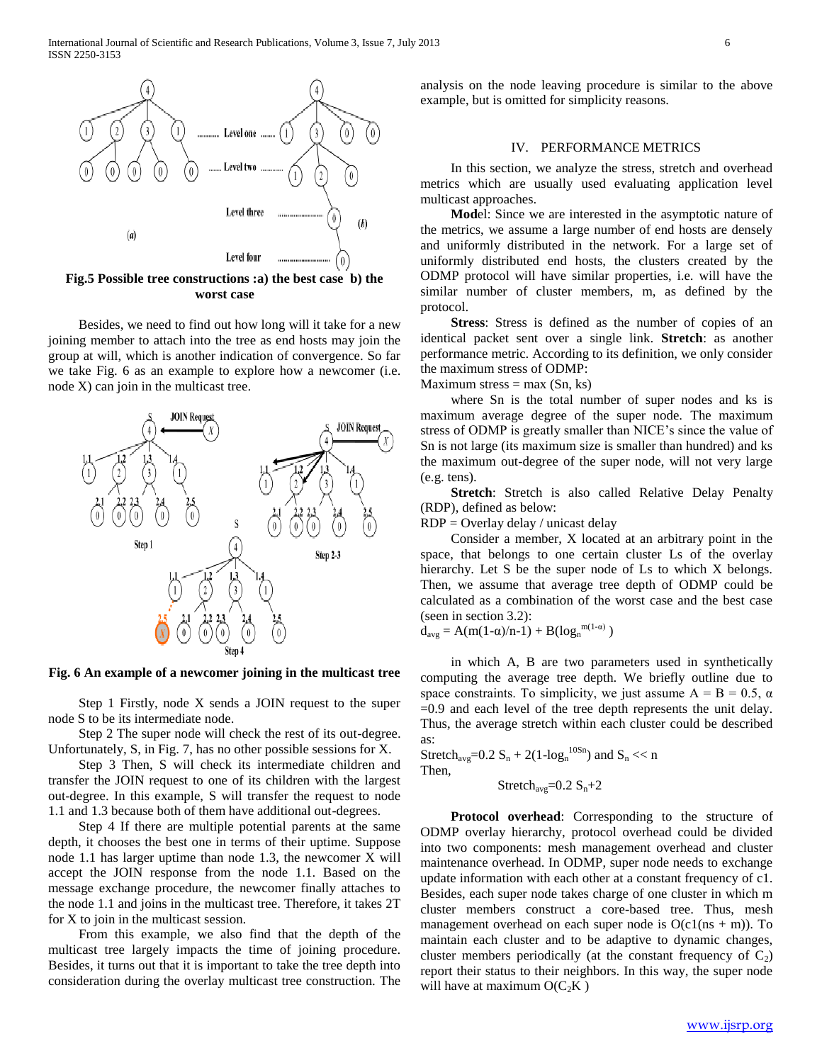Fig.5 Possible tree constructions :a) the best case b) the worst case

Besides, we need to find out how long will it take for a new joining member to attach into the tree as end hosts may join the group at will, which is another indication of convergence. So far we take Fig. 6 as an example to explore how a newcomer (i.e. node X) can join in the multicast tree.

**Fig. 6 An example of a newcomer joining in the multicast tree**

Step 1 Firstly, node X sends a JOIN request to the super node S to be its intermediate node.

Step 2 The super node will check the rest of its out-degree. Unfortunately, S, in Fig. 7, has no other possible sessions for X.

Step 3 Then, S will check its intermediate children and transfer the JOIN request to one of its children with the largest out-degree. In this example, S will transfer the request to node 1.1 and 1.3 because both of them have additional out-degrees.

Step 4 If there are multiple potential parents at the same depth, it chooses the best one in terms of their uptime. Suppose node 1.1 has larger uptime than node 1.3, the newcomer X will accept the JOIN response from the node 1.1. Based on the message exchange procedure, the newcomer finally attaches to the node 1.1 and joins in the multicast tree. Therefore, it takes 2T for X to join in the multicast session.

From this example, we also find that the depth of the multicast tree largely impacts the time of joining procedure. Besides, it turns out that it is important to take the tree depth into consideration during the overlay multicast tree construction. The analysis on the node leaving procedure is similar to the above example, but is omitted for simplicity reasons.

## IV. PERFORMANCE METRICS

In this section, we analyze the stress, stretch and overhead metrics which are usually used evaluating application level multicast approaches.

**Mod**el: Since we are interested in the asymptotic nature of the metrics, we assume a large number of end hosts are densely and uniformly distributed in the network. For a large set of uniformly distributed end hosts, the clusters created by the ODMP protocol will have similar properties, i.e. will have the similar number of cluster members, m, as defined by the protocol.

**Stress**: Stress is defined as the number of copies of an identical packet sent over a single link. **Stretch**: as another performance metric. According to its definition, we only consider the maximum stress of ODMP:

Maximum stress = max (Sn, ks)

where Sn is the total number of super nodes and ks is maximum average degree of the super node. The maximum stress of ODMP is greatly smaller than NICE's since the value of Sn is not large (its maximum size is smaller than hundred) and ks the maximum out-degree of the super node, will not very large (e.g. tens).

**Stretch**: Stretch is also called Relative Delay Penalty (RDP), defined as below:

RDP = Overlay delay / unicast delay

Consider a member, X located at an arbitrary point in the space, that belongs to one certain cluster Ls of the overlay hierarchy. Let S be the super node of Ls to which X belongs. Then, we assume that average tree depth of ODMP could be calculated as a combination of the worst case and the best case (seen in section 3.2):

$$d_{avg} = A(m(1\text{-}\alpha)/n\text{-}1) + B(\log_n{}^{m(1-\alpha)})$$

in which A, B are two parameters used in synthetically computing the average tree depth. We briefly outline due to space constraints. To simplicity, we just assume A = B = 0.5, α =0.9 and each level of the tree depth represents the unit delay. Thus, the average stretch within each cluster could be described as:

$$Stretch_{avg}=0.2\ S_n + 2(1\text{-}\log_n{}^{10S_n}) \text{ and } S_n << n$$

Then,

$$Stretch_{avg}=0.2\ S_n+2$$

**Protocol overhead**: Corresponding to the structure of ODMP overlay hierarchy, protocol overhead could be divided into two components: mesh management overhead and cluster maintenance overhead. In ODMP, super node needs to exchange update information with each other at a constant frequency of c1. Besides, each super node takes charge of one cluster in which m cluster members construct a core-based tree. Thus, mesh management overhead on each super node is O(c1(ns + m)). To maintain each cluster and to be adaptive to dynamic changes, cluster members periodically (at the constant frequency of $C_2$) report their status to their neighbors. In this way, the super node will have at maximum $O(C_2K)$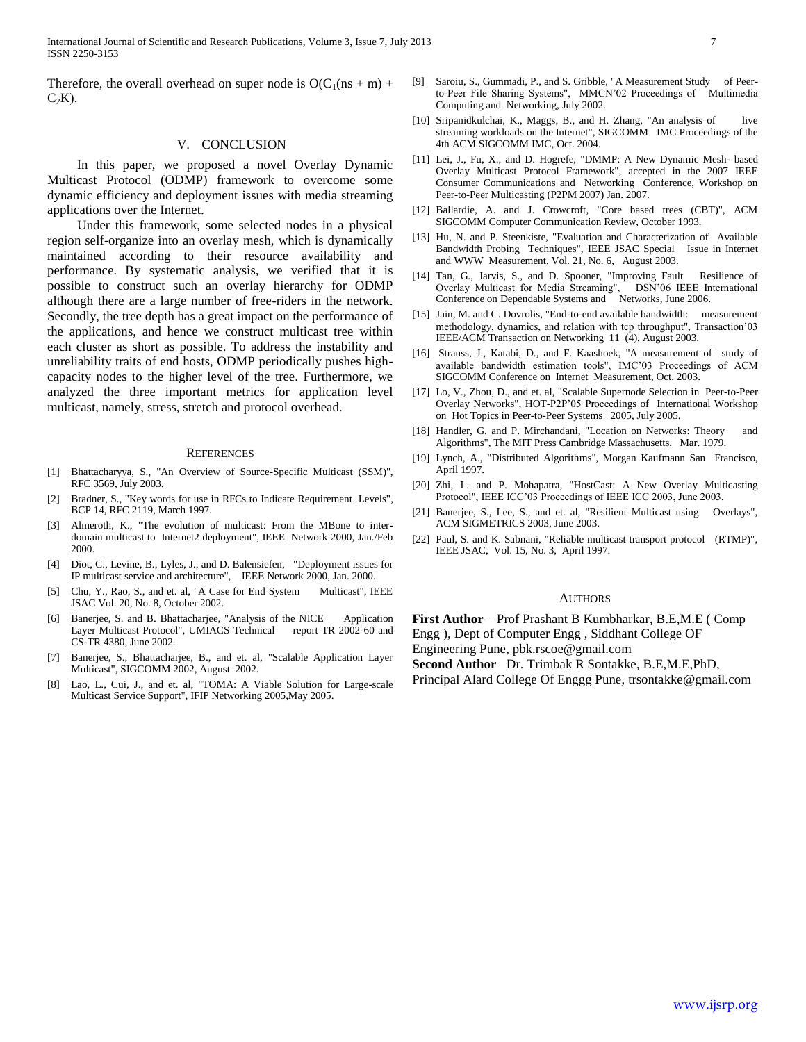Therefore, the overall overhead on super node is $O(C_1(ns + m) + C_2K)$.

## V. CONCLUSION

In this paper, we proposed a novel Overlay Dynamic Multicast Protocol (ODMP) framework to overcome some dynamic efficiency and deployment issues with media streaming applications over the Internet.

Under this framework, some selected nodes in a physical region self-organize into an overlay mesh, which is dynamically maintained according to their resource availability and performance. By systematic analysis, we verified that it is possible to construct such an overlay hierarchy for ODMP although there are a large number of free-riders in the network. Secondly, the tree depth has a great impact on the performance of the applications, and hence we construct multicast tree within each cluster as short as possible. To address the instability and unreliability traits of end hosts, ODMP periodically pushes high-capacity nodes to the higher level of the tree. Furthermore, we analyzed the three important metrics for application level multicast, namely, stress, stretch and protocol overhead.

## REFERENCES

[1] Bhattacharyya, S., "An Overview of Source-Specific Multicast (SSM)", RFC 3569, July 2003.

[2] Bradner, S., "Key words for use in RFCs to Indicate Requirement Levels", BCP 14, RFC 2119, March 1997.

[3] Almeroth, K., "The evolution of multicast: From the MBone to inter-domain multicast to Internet2 deployment", IEEE Network 2000, Jan./Feb 2000.

[4] Diot, C., Levine, B., Lyles, J., and D. Balensiefen, "Deployment issues for IP multicast service and architecture", IEEE Network 2000, Jan. 2000.

[5] Chu, Y., Rao, S., and et. al, "A Case for End System Multicast", IEEE JSAC Vol. 20, No. 8, October 2002.

[6] Banerjee, S. and B. Bhattacharjee, "Analysis of the NICE Application Layer Multicast Protocol", UMIACS Technical report TR 2002-60 and CS-TR 4380, June 2002.

[7] Banerjee, S., Bhattacharjee, B., and et. al, "Scalable Application Layer Multicast", SIGCOMM 2002, August 2002.

[8] Lao, L., Cui, J., and et. al, "TOMA: A Viable Solution for Large-scale Multicast Service Support", IFIP Networking 2005,May 2005.

[9] Saroiu, S., Gummadi, P., and S. Gribble, "A Measurement Study of Peer-to-Peer File Sharing Systems", MMCN'02 Proceedings of Multimedia Computing and Networking, July 2002.

[10] Sripanidkulchai, K., Maggs, B., and H. Zhang, "An analysis of live streaming workloads on the Internet", SIGCOMM IMC Proceedings of the 4th ACM SIGCOMM IMC, Oct. 2004.

[11] Lei, J., Fu, X., and D. Hogrefe, "DMMP: A New Dynamic Mesh- based Overlay Multicast Protocol Framework", accepted in the 2007 IEEE Consumer Communications and Networking Conference, Workshop on Peer-to-Peer Multicasting (P2PM 2007) Jan. 2007.

[12] Ballardie, A. and J. Crowcroft, "Core based trees (CBT)", ACM SIGCOMM Computer Communication Review, October 1993.

[13] Hu, N. and P. Steenkiste, "Evaluation and Characterization of Available Bandwidth Probing Techniques", IEEE JSAC Special Issue in Internet and WWW Measurement, Vol. 21, No. 6, August 2003.

[14] Tan, G., Jarvis, S., and D. Spooner, "Improving Fault Resilience of Overlay Multicast for Media Streaming", DSN'06 IEEE International Conference on Dependable Systems and Networks, June 2006.

[15] Jain, M. and C. Dovrolis, "End-to-end available bandwidth: measurement methodology, dynamics, and relation with tcp throughput", Transaction'03 IEEE/ACM Transaction on Networking 11 (4), August 2003.

[16] Strauss, J., Katabi, D., and F. Kaashoek, "A measurement of study of available bandwidth estimation tools", IMC'03 Proceedings of ACM SIGCOMM Conference on Internet Measurement, Oct. 2003.

[17] Lo, V., Zhou, D., and et. al, "Scalable Supernode Selection in Peer-to-Peer Overlay Networks", HOT-P2P'05 Proceedings of International Workshop on Hot Topics in Peer-to-Peer Systems 2005, July 2005.

[18] Handler, G. and P. Mirchandani, "Location on Networks: Theory and Algorithms", The MIT Press Cambridge Massachusetts, Mar. 1979.

[19] Lynch, A., "Distributed Algorithms", Morgan Kaufmann San Francisco, April 1997.

[20] Zhi, L. and P. Mohapatra, "HostCast: A New Overlay Multicasting Protocol", IEEE ICC'03 Proceedings of IEEE ICC 2003, June 2003.

[21] Banerjee, S., Lee, S., and et. al, "Resilient Multicast using Overlays", ACM SIGMETRICS 2003, June 2003.

[22] Paul, S. and K. Sabnani, "Reliable multicast transport protocol (RTMP)", IEEE JSAC, Vol. 15, No. 3, April 1997.

## AUTHORS

**First Author** – Prof Prashant B Kumbharkar, B.E,M.E ( Comp Engg ), Dept of Computer Engg , Siddhant College OF Engineering Pune, pbk.rscoe@gmail.com

**Second Author** –Dr. Trimbak R Sontakke, B.E,M.E,PhD, Principal Alard College Of Enggg Pune, trsontakke@gmail.com